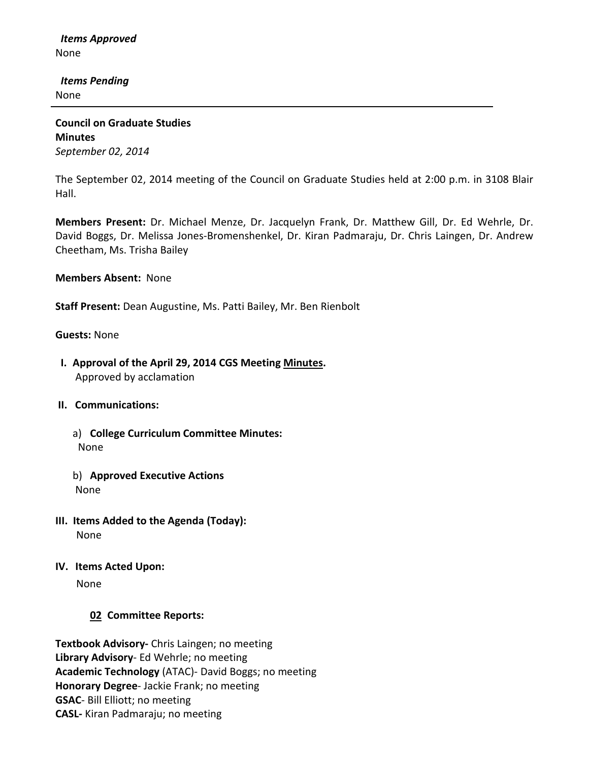***Items Approved***

None

***Items Pending***

None

---

**Council on Graduate Studies**
**Minutes**
*September 02, 2014*

The September 02, 2014 meeting of the Council on Graduate Studies held at 2:00 p.m. in 3108 Blair Hall.

**Members Present:** Dr. Michael Menze, Dr. Jacquelyn Frank, Dr. Matthew Gill, Dr. Ed Wehrle, Dr. David Boggs, Dr. Melissa Jones-Bromenshenkel, Dr. Kiran Padmaraju, Dr. Chris Laingen, Dr. Andrew Cheetham, Ms. Trisha Bailey

**Members Absent:** None

**Staff Present:** Dean Augustine, Ms. Patti Bailey, Mr. Ben Rienbolt

**Guests:** None

**I. Approval of the April 29, 2014 CGS Meeting Minutes.**
Approved by acclamation

**II. Communications:**

a) **College Curriculum Committee Minutes:**
None

b) **Approved Executive Actions**
None

**III. Items Added to the Agenda (Today):**
None

**IV. Items Acted Upon:**
None

**02 Committee Reports:**

**Textbook Advisory-** Chris Laingen; no meeting
**Library Advisory**- Ed Wehrle; no meeting
**Academic Technology** (ATAC)- David Boggs; no meeting
**Honorary Degree**- Jackie Frank; no meeting
**GSAC**- Bill Elliott; no meeting
**CASL-** Kiran Padmaraju; no meeting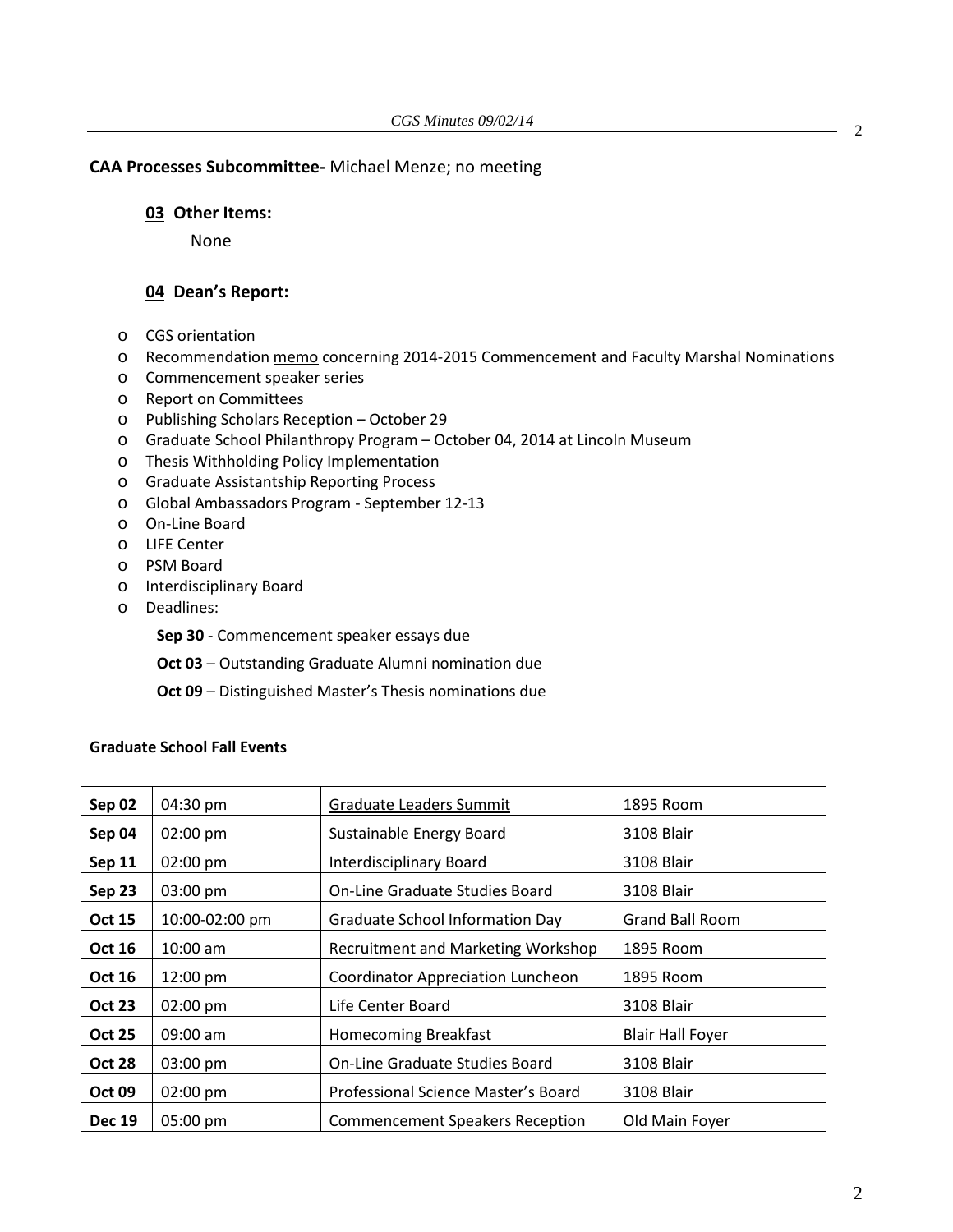**CAA Processes Subcommittee-** Michael Menze; no meeting

### 03 Other Items:

None

### 04 Dean's Report:

- CGS orientation
- Recommendation memo concerning 2014-2015 Commencement and Faculty Marshal Nominations
- Commencement speaker series
- Report on Committees
- Publishing Scholars Reception – October 29
- Graduate School Philanthropy Program – October 04, 2014 at Lincoln Museum
- Thesis Withholding Policy Implementation
- Graduate Assistantship Reporting Process
- Global Ambassadors Program - September 12-13
- On-Line Board
- LIFE Center
- PSM Board
- Interdisciplinary Board
- Deadlines:

  **Sep 30** - Commencement speaker essays due

  **Oct 03** – Outstanding Graduate Alumni nomination due

  **Oct 09** – Distinguished Master's Thesis nominations due

**Graduate School Fall Events**

| | | | |
|---|---|---|---|
| **Sep 02** | 04:30 pm | Graduate Leaders Summit | 1895 Room |
| **Sep 04** | 02:00 pm | Sustainable Energy Board | 3108 Blair |
| **Sep 11** | 02:00 pm | Interdisciplinary Board | 3108 Blair |
| **Sep 23** | 03:00 pm | On-Line Graduate Studies Board | 3108 Blair |
| **Oct 15** | 10:00-02:00 pm | Graduate School Information Day | Grand Ball Room |
| **Oct 16** | 10:00 am | Recruitment and Marketing Workshop | 1895 Room |
| **Oct 16** | 12:00 pm | Coordinator Appreciation Luncheon | 1895 Room |
| **Oct 23** | 02:00 pm | Life Center Board | 3108 Blair |
| **Oct 25** | 09:00 am | Homecoming Breakfast | Blair Hall Foyer |
| **Oct 28** | 03:00 pm | On-Line Graduate Studies Board | 3108 Blair |
| **Oct 09** | 02:00 pm | Professional Science Master's Board | 3108 Blair |
| **Dec 19** | 05:00 pm | Commencement Speakers Reception | Old Main Foyer |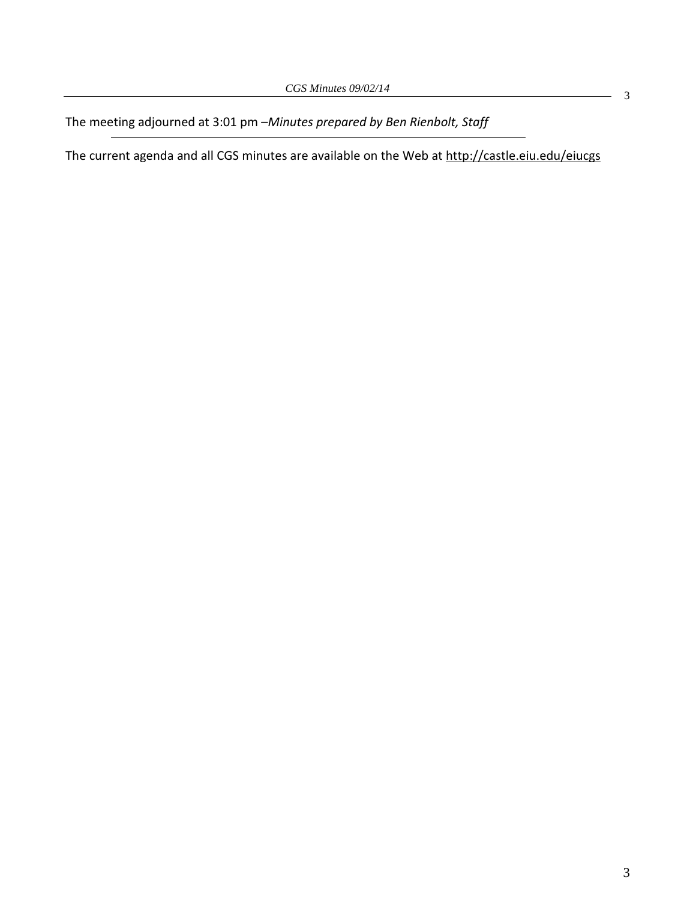The meeting adjourned at 3:01 pm –*Minutes prepared by Ben Rienbolt, Staff*

---

The current agenda and all CGS minutes are available on the Web at http://castle.eiu.edu/eiucgs